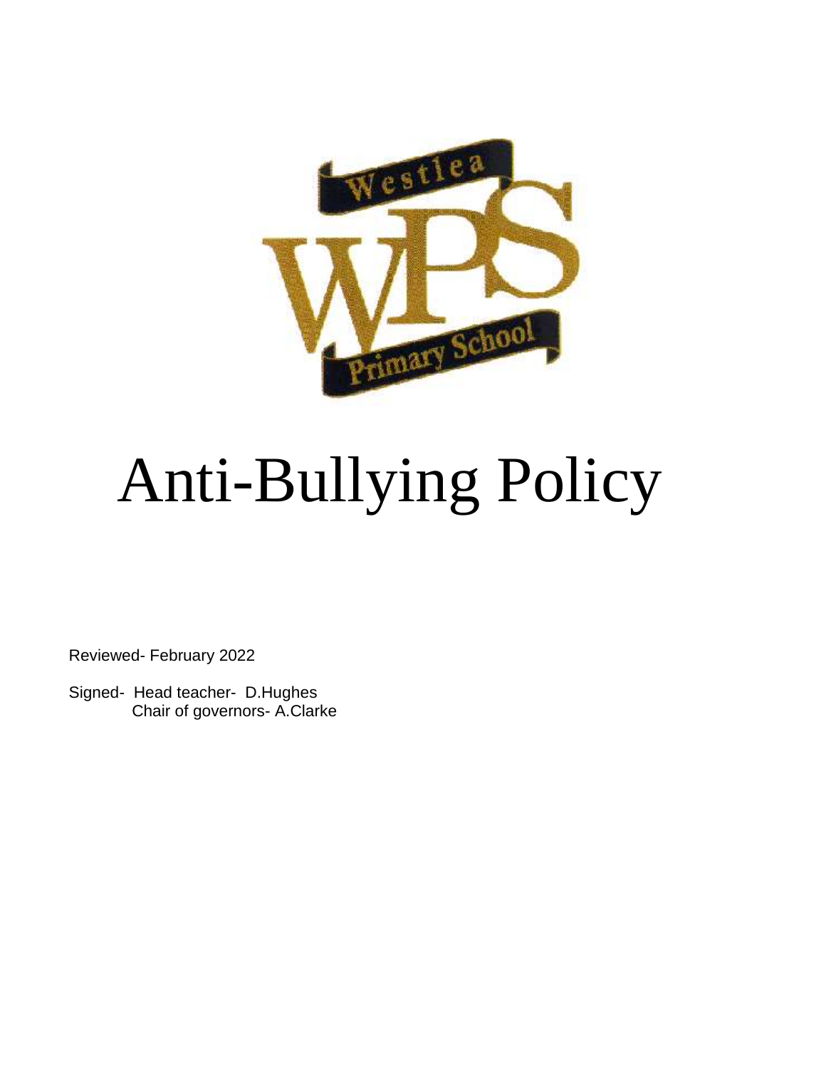# Anti-Bullying Policy

Reviewed- February 2022

Signed- Head teacher- D.Hughes
Chair of governors- A.Clarke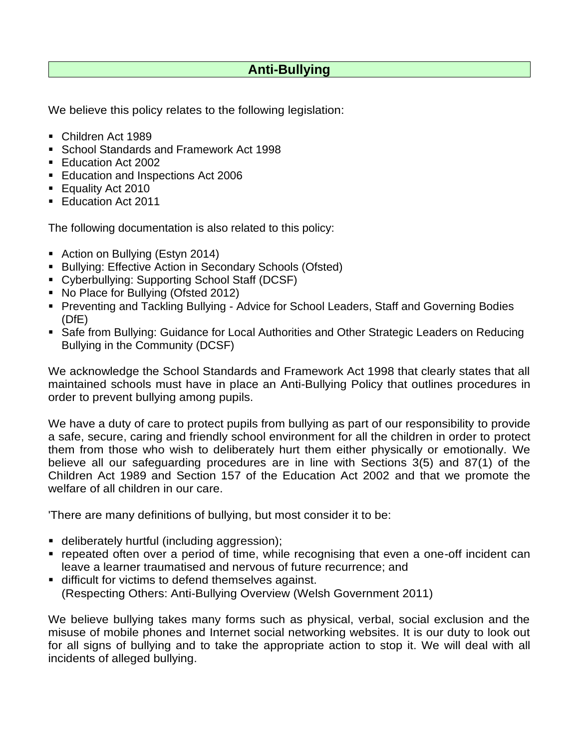# Anti-Bullying

We believe this policy relates to the following legislation:

- Children Act 1989
- School Standards and Framework Act 1998
- Education Act 2002
- Education and Inspections Act 2006
- Equality Act 2010
- Education Act 2011

The following documentation is also related to this policy:

- Action on Bullying (Estyn 2014)
- Bullying: Effective Action in Secondary Schools (Ofsted)
- Cyberbullying: Supporting School Staff (DCSF)
- No Place for Bullying (Ofsted 2012)
- Preventing and Tackling Bullying - Advice for School Leaders, Staff and Governing Bodies (DfE)
- Safe from Bullying: Guidance for Local Authorities and Other Strategic Leaders on Reducing Bullying in the Community (DCSF)

We acknowledge the School Standards and Framework Act 1998 that clearly states that all maintained schools must have in place an Anti-Bullying Policy that outlines procedures in order to prevent bullying among pupils.

We have a duty of care to protect pupils from bullying as part of our responsibility to provide a safe, secure, caring and friendly school environment for all the children in order to protect them from those who wish to deliberately hurt them either physically or emotionally. We believe all our safeguarding procedures are in line with Sections 3(5) and 87(1) of the Children Act 1989 and Section 157 of the Education Act 2002 and that we promote the welfare of all children in our care.

'There are many definitions of bullying, but most consider it to be:

- deliberately hurtful (including aggression);
- repeated often over a period of time, while recognising that even a one-off incident can leave a learner traumatised and nervous of future recurrence; and
- difficult for victims to defend themselves against.
  (Respecting Others: Anti-Bullying Overview (Welsh Government 2011)

We believe bullying takes many forms such as physical, verbal, social exclusion and the misuse of mobile phones and Internet social networking websites. It is our duty to look out for all signs of bullying and to take the appropriate action to stop it. We will deal with all incidents of alleged bullying.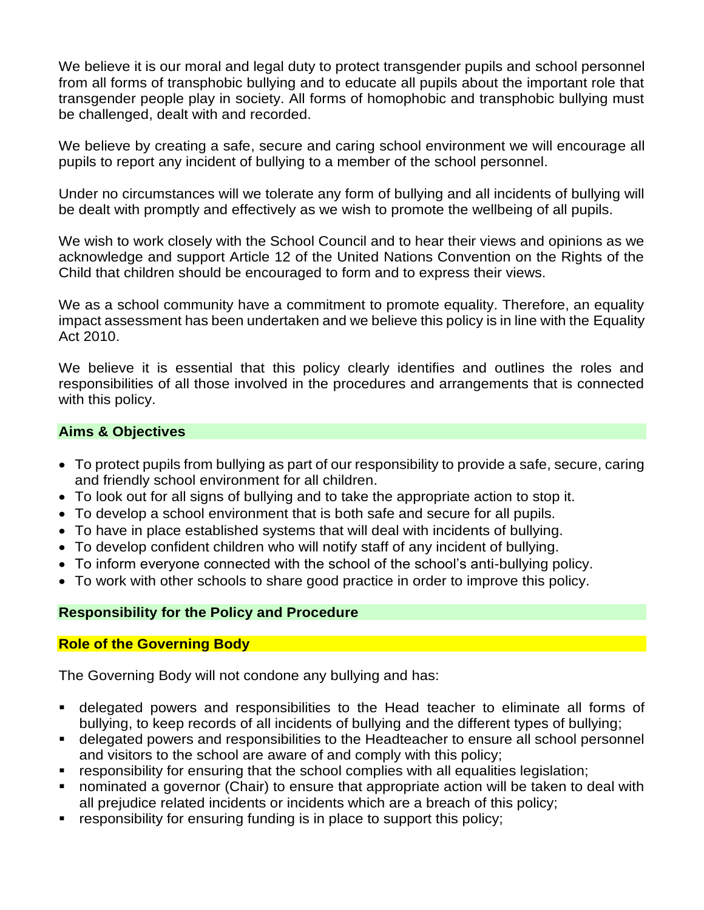We believe it is our moral and legal duty to protect transgender pupils and school personnel from all forms of transphobic bullying and to educate all pupils about the important role that transgender people play in society. All forms of homophobic and transphobic bullying must be challenged, dealt with and recorded.

We believe by creating a safe, secure and caring school environment we will encourage all pupils to report any incident of bullying to a member of the school personnel.

Under no circumstances will we tolerate any form of bullying and all incidents of bullying will be dealt with promptly and effectively as we wish to promote the wellbeing of all pupils.

We wish to work closely with the School Council and to hear their views and opinions as we acknowledge and support Article 12 of the United Nations Convention on the Rights of the Child that children should be encouraged to form and to express their views.

We as a school community have a commitment to promote equality. Therefore, an equality impact assessment has been undertaken and we believe this policy is in line with the Equality Act 2010.

We believe it is essential that this policy clearly identifies and outlines the roles and responsibilities of all those involved in the procedures and arrangements that is connected with this policy.

## Aims & Objectives

- To protect pupils from bullying as part of our responsibility to provide a safe, secure, caring and friendly school environment for all children.
- To look out for all signs of bullying and to take the appropriate action to stop it.
- To develop a school environment that is both safe and secure for all pupils.
- To have in place established systems that will deal with incidents of bullying.
- To develop confident children who will notify staff of any incident of bullying.
- To inform everyone connected with the school of the school's anti-bullying policy.
- To work with other schools to share good practice in order to improve this policy.

## Responsibility for the Policy and Procedure

### Role of the Governing Body

The Governing Body will not condone any bullying and has:

- delegated powers and responsibilities to the Head teacher to eliminate all forms of bullying, to keep records of all incidents of bullying and the different types of bullying;
- delegated powers and responsibilities to the Headteacher to ensure all school personnel and visitors to the school are aware of and comply with this policy;
- responsibility for ensuring that the school complies with all equalities legislation;
- nominated a governor (Chair) to ensure that appropriate action will be taken to deal with all prejudice related incidents or incidents which are a breach of this policy;
- responsibility for ensuring funding is in place to support this policy;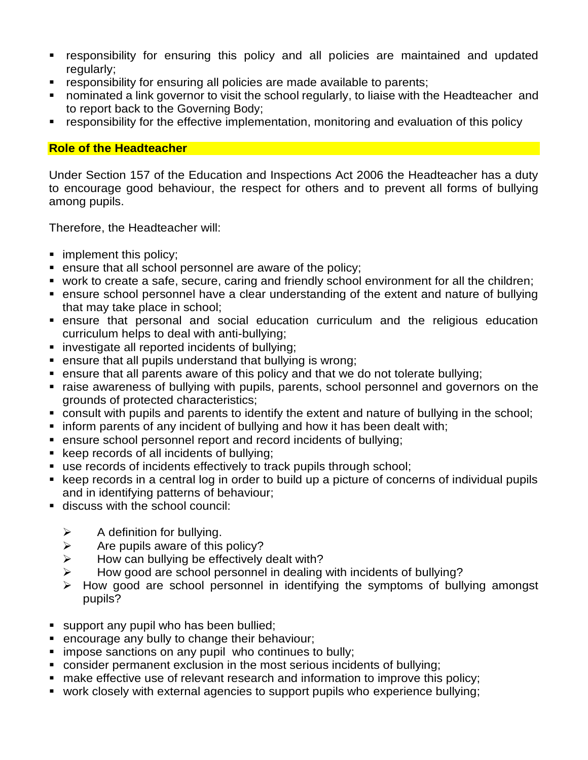- responsibility for ensuring this policy and all policies are maintained and updated regularly;
- responsibility for ensuring all policies are made available to parents;
- nominated a link governor to visit the school regularly, to liaise with the Headteacher and to report back to the Governing Body;
- responsibility for the effective implementation, monitoring and evaluation of this policy

**Role of the Headteacher**

Under Section 157 of the Education and Inspections Act 2006 the Headteacher has a duty to encourage good behaviour, the respect for others and to prevent all forms of bullying among pupils.

Therefore, the Headteacher will:

- implement this policy;
- ensure that all school personnel are aware of the policy;
- work to create a safe, secure, caring and friendly school environment for all the children;
- ensure school personnel have a clear understanding of the extent and nature of bullying that may take place in school;
- ensure that personal and social education curriculum and the religious education curriculum helps to deal with anti-bullying;
- investigate all reported incidents of bullying;
- ensure that all pupils understand that bullying is wrong;
- ensure that all parents aware of this policy and that we do not tolerate bullying;
- raise awareness of bullying with pupils, parents, school personnel and governors on the grounds of protected characteristics;
- consult with pupils and parents to identify the extent and nature of bullying in the school;
- inform parents of any incident of bullying and how it has been dealt with;
- ensure school personnel report and record incidents of bullying;
- keep records of all incidents of bullying;
- use records of incidents effectively to track pupils through school;
- keep records in a central log in order to build up a picture of concerns of individual pupils and in identifying patterns of behaviour;
- discuss with the school council:
  - A definition for bullying.
  - Are pupils aware of this policy?
  - How can bullying be effectively dealt with?
  - How good are school personnel in dealing with incidents of bullying?
  - How good are school personnel in identifying the symptoms of bullying amongst pupils?
- support any pupil who has been bullied;
- encourage any bully to change their behaviour;
- impose sanctions on any pupil who continues to bully;
- consider permanent exclusion in the most serious incidents of bullying;
- make effective use of relevant research and information to improve this policy;
- work closely with external agencies to support pupils who experience bullying;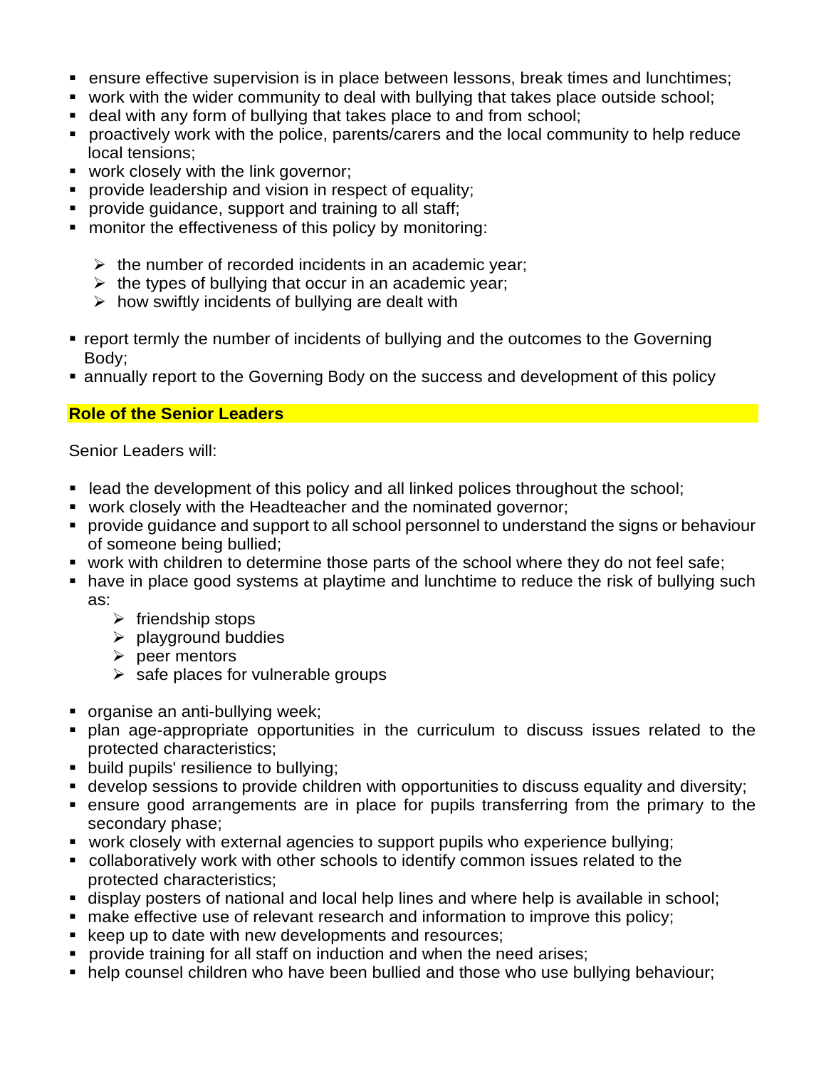- ensure effective supervision is in place between lessons, break times and lunchtimes;
- work with the wider community to deal with bullying that takes place outside school;
- deal with any form of bullying that takes place to and from school;
- proactively work with the police, parents/carers and the local community to help reduce local tensions;
- work closely with the link governor;
- provide leadership and vision in respect of equality;
- provide guidance, support and training to all staff;
- monitor the effectiveness of this policy by monitoring:
    - the number of recorded incidents in an academic year;
    - the types of bullying that occur in an academic year;
    - how swiftly incidents of bullying are dealt with
- report termly the number of incidents of bullying and the outcomes to the Governing Body;
- annually report to the Governing Body on the success and development of this policy

## Role of the Senior Leaders

Senior Leaders will:

- lead the development of this policy and all linked polices throughout the school;
- work closely with the Headteacher and the nominated governor;
- provide guidance and support to all school personnel to understand the signs or behaviour of someone being bullied;
- work with children to determine those parts of the school where they do not feel safe;
- have in place good systems at playtime and lunchtime to reduce the risk of bullying such as:
    - friendship stops
    - playground buddies
    - peer mentors
    - safe places for vulnerable groups
- organise an anti-bullying week;
- plan age-appropriate opportunities in the curriculum to discuss issues related to the protected characteristics;
- build pupils' resilience to bullying;
- develop sessions to provide children with opportunities to discuss equality and diversity;
- ensure good arrangements are in place for pupils transferring from the primary to the secondary phase;
- work closely with external agencies to support pupils who experience bullying;
- collaboratively work with other schools to identify common issues related to the protected characteristics;
- display posters of national and local help lines and where help is available in school;
- make effective use of relevant research and information to improve this policy;
- keep up to date with new developments and resources;
- provide training for all staff on induction and when the need arises;
- help counsel children who have been bullied and those who use bullying behaviour;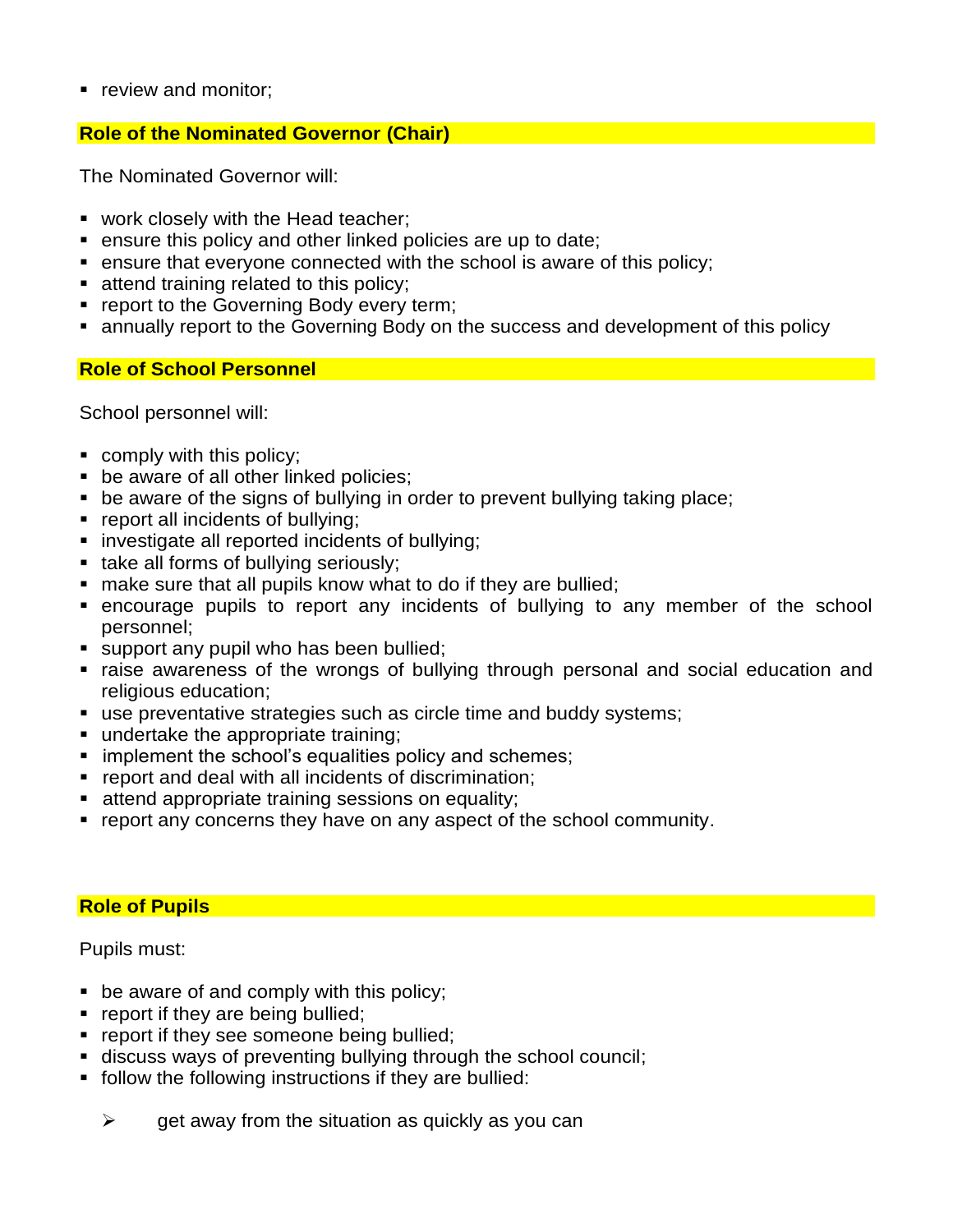- review and monitor;

## Role of the Nominated Governor (Chair)

The Nominated Governor will:

- work closely with the Head teacher;
- ensure this policy and other linked policies are up to date;
- ensure that everyone connected with the school is aware of this policy;
- attend training related to this policy;
- report to the Governing Body every term;
- annually report to the Governing Body on the success and development of this policy

## Role of School Personnel

School personnel will:

- comply with this policy;
- be aware of all other linked policies;
- be aware of the signs of bullying in order to prevent bullying taking place;
- report all incidents of bullying;
- investigate all reported incidents of bullying;
- take all forms of bullying seriously;
- make sure that all pupils know what to do if they are bullied;
- encourage pupils to report any incidents of bullying to any member of the school personnel;
- support any pupil who has been bullied;
- raise awareness of the wrongs of bullying through personal and social education and religious education;
- use preventative strategies such as circle time and buddy systems;
- undertake the appropriate training;
- implement the school's equalities policy and schemes;
- report and deal with all incidents of discrimination;
- attend appropriate training sessions on equality;
- report any concerns they have on any aspect of the school community.

## Role of Pupils

Pupils must:

- be aware of and comply with this policy;
- report if they are being bullied;
- report if they see someone being bullied;
- discuss ways of preventing bullying through the school council;
- follow the following instructions if they are bullied:
  - get away from the situation as quickly as you can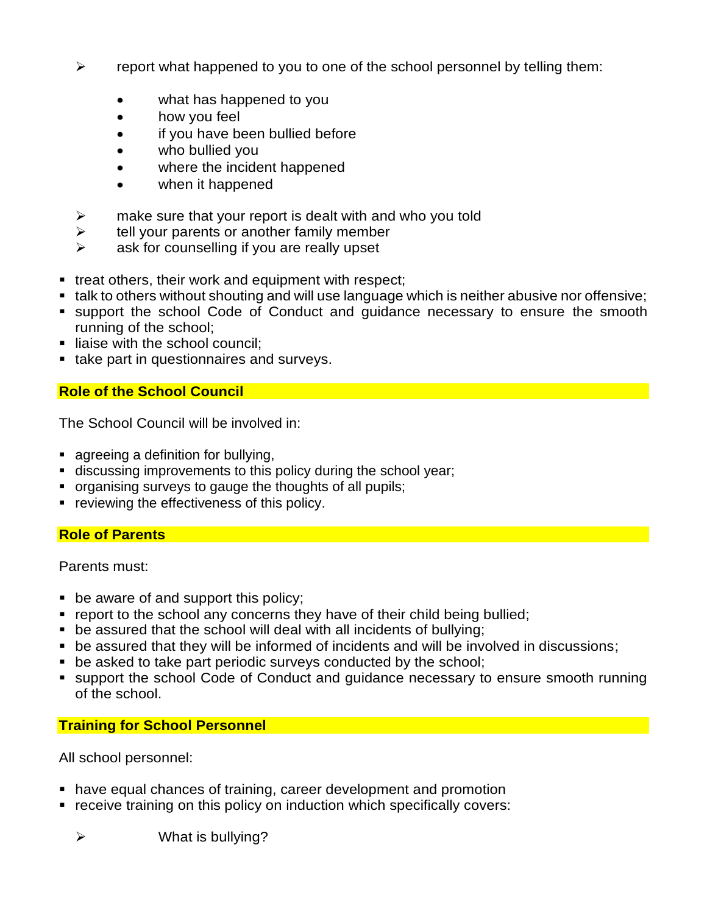- report what happened to you to one of the school personnel by telling them:
  - what has happened to you
  - how you feel
  - if you have been bullied before
  - who bullied you
  - where the incident happened
  - when it happened
- make sure that your report is dealt with and who you told
- tell your parents or another family member
- ask for counselling if you are really upset

- treat others, their work and equipment with respect;
- talk to others without shouting and will use language which is neither abusive nor offensive;
- support the school Code of Conduct and guidance necessary to ensure the smooth running of the school;
- liaise with the school council;
- take part in questionnaires and surveys.

## Role of the School Council

The School Council will be involved in:

- agreeing a definition for bullying,
- discussing improvements to this policy during the school year;
- organising surveys to gauge the thoughts of all pupils;
- reviewing the effectiveness of this policy.

## Role of Parents

Parents must:

- be aware of and support this policy;
- report to the school any concerns they have of their child being bullied;
- be assured that the school will deal with all incidents of bullying;
- be assured that they will be informed of incidents and will be involved in discussions;
- be asked to take part periodic surveys conducted by the school;
- support the school Code of Conduct and guidance necessary to ensure smooth running of the school.

## Training for School Personnel

All school personnel:

- have equal chances of training, career development and promotion
- receive training on this policy on induction which specifically covers:
  - What is bullying?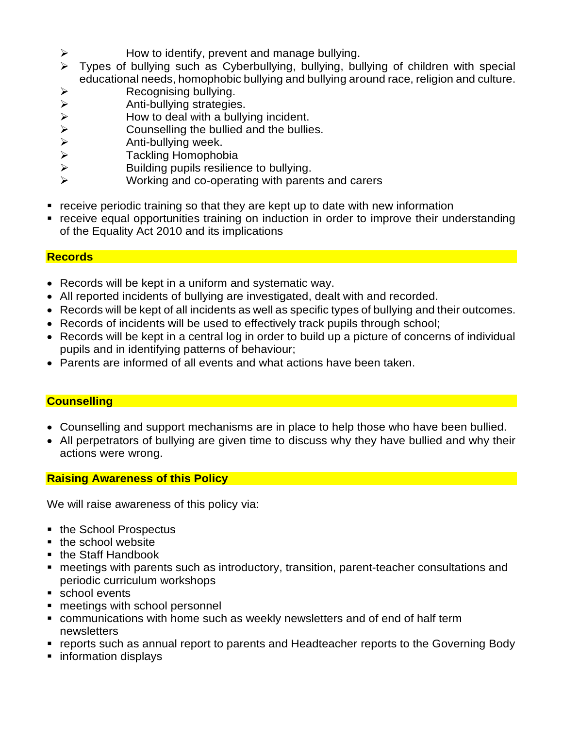- How to identify, prevent and manage bullying.
- Types of bullying such as Cyberbullying, bullying, bullying of children with special educational needs, homophobic bullying and bullying around race, religion and culture.
- Recognising bullying.
- Anti-bullying strategies.
- How to deal with a bullying incident.
- Counselling the bullied and the bullies.
- Anti-bullying week.
- Tackling Homophobia
- Building pupils resilience to bullying.
- Working and co-operating with parents and carers

- receive periodic training so that they are kept up to date with new information
- receive equal opportunities training on induction in order to improve their understanding of the Equality Act 2010 and its implications

## Records

- Records will be kept in a uniform and systematic way.
- All reported incidents of bullying are investigated, dealt with and recorded.
- Records will be kept of all incidents as well as specific types of bullying and their outcomes.
- Records of incidents will be used to effectively track pupils through school;
- Records will be kept in a central log in order to build up a picture of concerns of individual pupils and in identifying patterns of behaviour;
- Parents are informed of all events and what actions have been taken.

## Counselling

- Counselling and support mechanisms are in place to help those who have been bullied.
- All perpetrators of bullying are given time to discuss why they have bullied and why their actions were wrong.

## Raising Awareness of this Policy

We will raise awareness of this policy via:

- the School Prospectus
- the school website
- the Staff Handbook
- meetings with parents such as introductory, transition, parent-teacher consultations and periodic curriculum workshops
- school events
- meetings with school personnel
- communications with home such as weekly newsletters and of end of half term newsletters
- reports such as annual report to parents and Headteacher reports to the Governing Body
- information displays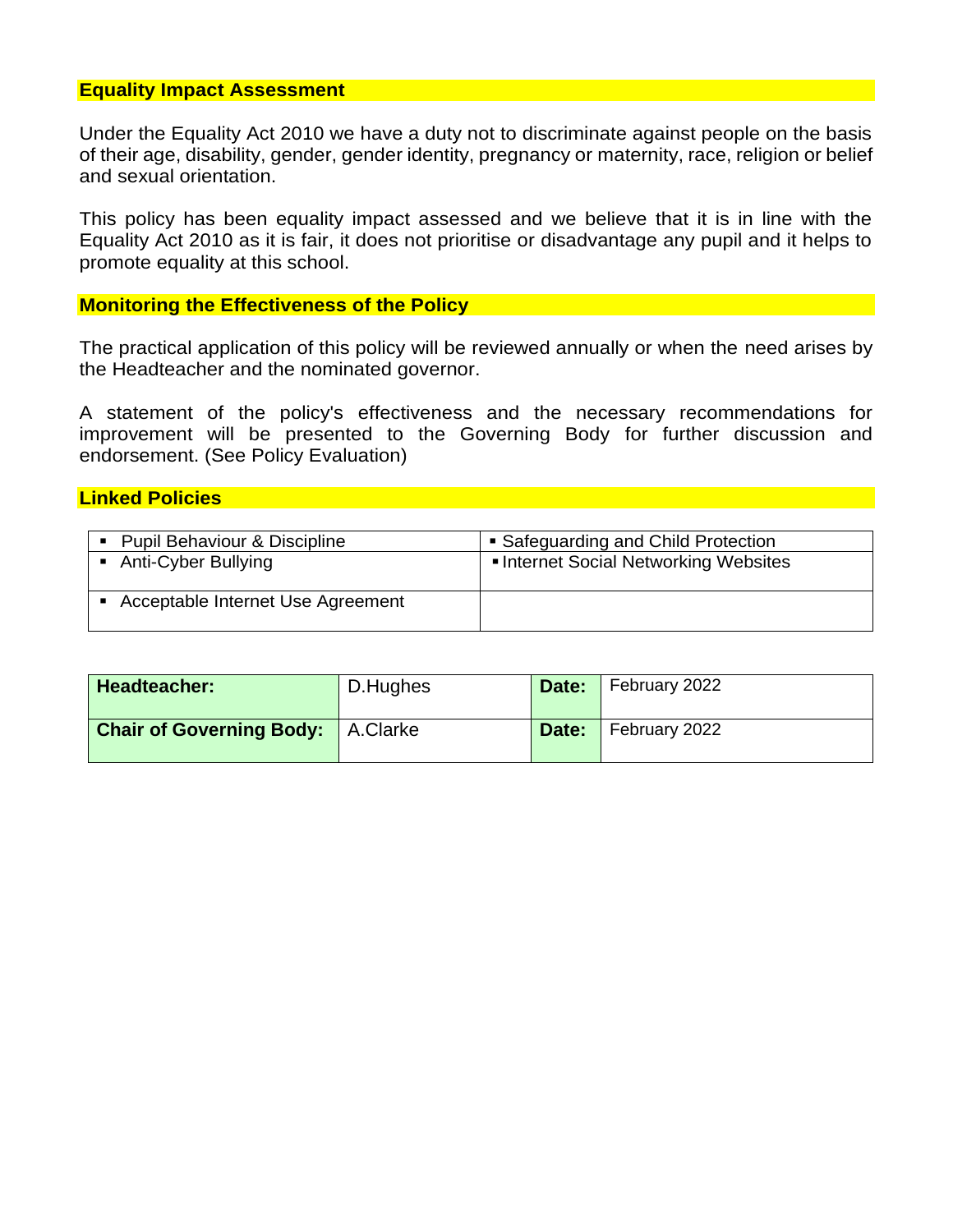## Equality Impact Assessment

Under the Equality Act 2010 we have a duty not to discriminate against people on the basis of their age, disability, gender, gender identity, pregnancy or maternity, race, religion or belief and sexual orientation.

This policy has been equality impact assessed and we believe that it is in line with the Equality Act 2010 as it is fair, it does not prioritise or disadvantage any pupil and it helps to promote equality at this school.

## Monitoring the Effectiveness of the Policy

The practical application of this policy will be reviewed annually or when the need arises by the Headteacher and the nominated governor.

A statement of the policy's effectiveness and the necessary recommendations for improvement will be presented to the Governing Body for further discussion and endorsement. (See Policy Evaluation)

## Linked Policies

| | |
|---|---|
| ▪ Pupil Behaviour & Discipline | ▪ Safeguarding and Child Protection |
| ▪ Anti-Cyber Bullying | ▪ Internet Social Networking Websites |
| ▪ Acceptable Internet Use Agreement | |

| | | | |
|---|---|---|---|
| **Headteacher:** | D.Hughes | **Date:** | February 2022 |
| **Chair of Governing Body:** | A.Clarke | **Date:** | February 2022 |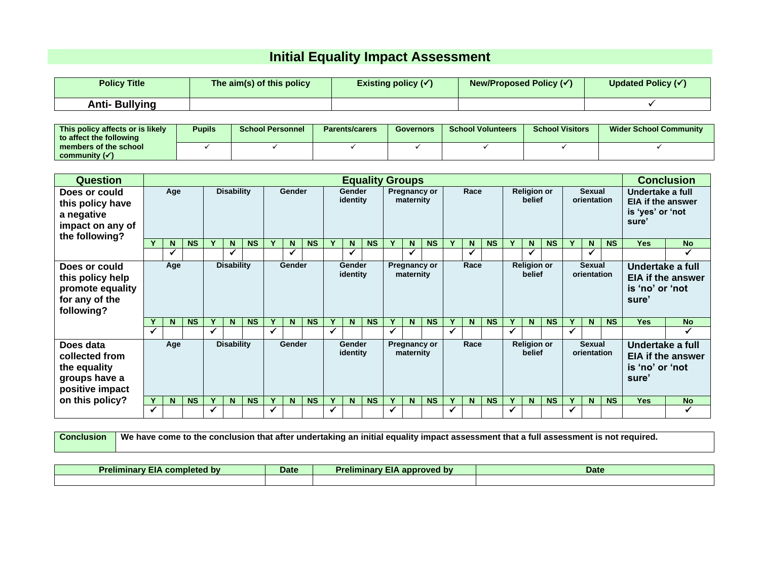# Initial Equality Impact Assessment

| Policy Title | The aim(s) of this policy | Existing policy (✓) | New/Proposed Policy (✓) | Updated Policy (✓) |
|---|---|---|---|---|
| **Anti- Bullying** | | | | ✓ |

| This policy affects or is likely to affect the following members of the school community (✓) | Pupils | School Personnel | Parents/carers | Governors | School Volunteers | School Visitors | Wider School Community |
|---|---|---|---|---|---|---|---|
| | ✓ | ✓ | ✓ | ✓ | ✓ | ✓ | ✓ |

| Question | Age | | | Disability | | | Gender | | | Gender identity | | | Pregnancy or maternity | | | Race | | | Religion or belief | | | Sexual orientation | | | Conclusion | |
|---|---|---|---|---|---|---|---|---|---|---|---|---|---|---|---|---|---|---|---|---|---|---|---|---|---|---|
| **Does or could this policy have a negative impact on any of the following?** | Y | N | NS | Y | N | NS | Y | N | NS | Y | N | NS | Y | N | NS | Y | N | NS | Y | N | NS | Y | N | NS | Undertake a full EIA if the answer is 'yes' or 'not sure' Yes | No |
| | | ✓ | | | ✓ | | | ✓ | | | ✓ | | | ✓ | | | ✓ | | | ✓ | | | ✓ | | | ✓ |
| **Does or could this policy help promote equality for any of the following?** | Y | N | NS | Y | N | NS | Y | N | NS | Y | N | NS | Y | N | NS | Y | N | NS | Y | N | NS | Y | N | NS | Undertake a full EIA if the answer is 'no' or 'not sure' Yes | No |
| | ✓ | | | ✓ | | | ✓ | | | ✓ | | | ✓ | | | ✓ | | | ✓ | | | ✓ | | | | ✓ |
| **Does data collected from the equality groups have a positive impact on this policy?** | Y | N | NS | Y | N | NS | Y | N | NS | Y | N | NS | Y | N | NS | Y | N | NS | Y | N | NS | Y | N | NS | Undertake a full EIA if the answer is 'no' or 'not sure' Yes | No |
| | ✓ | | | ✓ | | | ✓ | | | ✓ | | | ✓ | | | ✓ | | | ✓ | | | ✓ | | | | ✓ |

| Conclusion | We have come to the conclusion that after undertaking an initial equality impact assessment that a full assessment is not required. |
|---|---|

| Preliminary EIA completed by | Date | Preliminary EIA approved by | Date |
|---|---|---|---|
| | | | |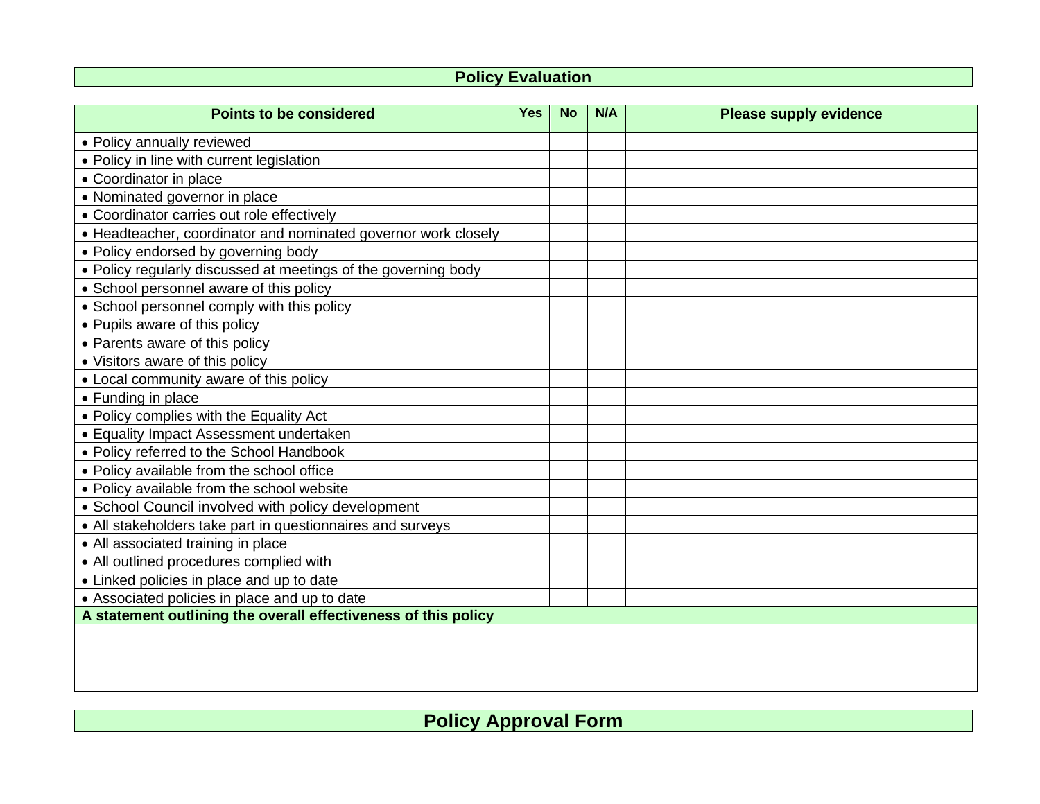## Policy Evaluation

| Points to be considered | Yes | No | N/A | Please supply evidence |
|---|---|---|---|---|
| • Policy annually reviewed | | | | |
| • Policy in line with current legislation | | | | |
| • Coordinator in place | | | | |
| • Nominated governor in place | | | | |
| • Coordinator carries out role effectively | | | | |
| • Headteacher, coordinator and nominated governor work closely | | | | |
| • Policy endorsed by governing body | | | | |
| • Policy regularly discussed at meetings of the governing body | | | | |
| • School personnel aware of this policy | | | | |
| • School personnel comply with this policy | | | | |
| • Pupils aware of this policy | | | | |
| • Parents aware of this policy | | | | |
| • Visitors aware of this policy | | | | |
| • Local community aware of this policy | | | | |
| • Funding in place | | | | |
| • Policy complies with the Equality Act | | | | |
| • Equality Impact Assessment undertaken | | | | |
| • Policy referred to the School Handbook | | | | |
| • Policy available from the school office | | | | |
| • Policy available from the school website | | | | |
| • School Council involved with policy development | | | | |
| • All stakeholders take part in questionnaires and surveys | | | | |
| • All associated training in place | | | | |
| • All outlined procedures complied with | | | | |
| • Linked policies in place and up to date | | | | |
| • Associated policies in place and up to date | | | | |
| **A statement outlining the overall effectiveness of this policy** | | | | |
| | | | | |

## Policy Approval Form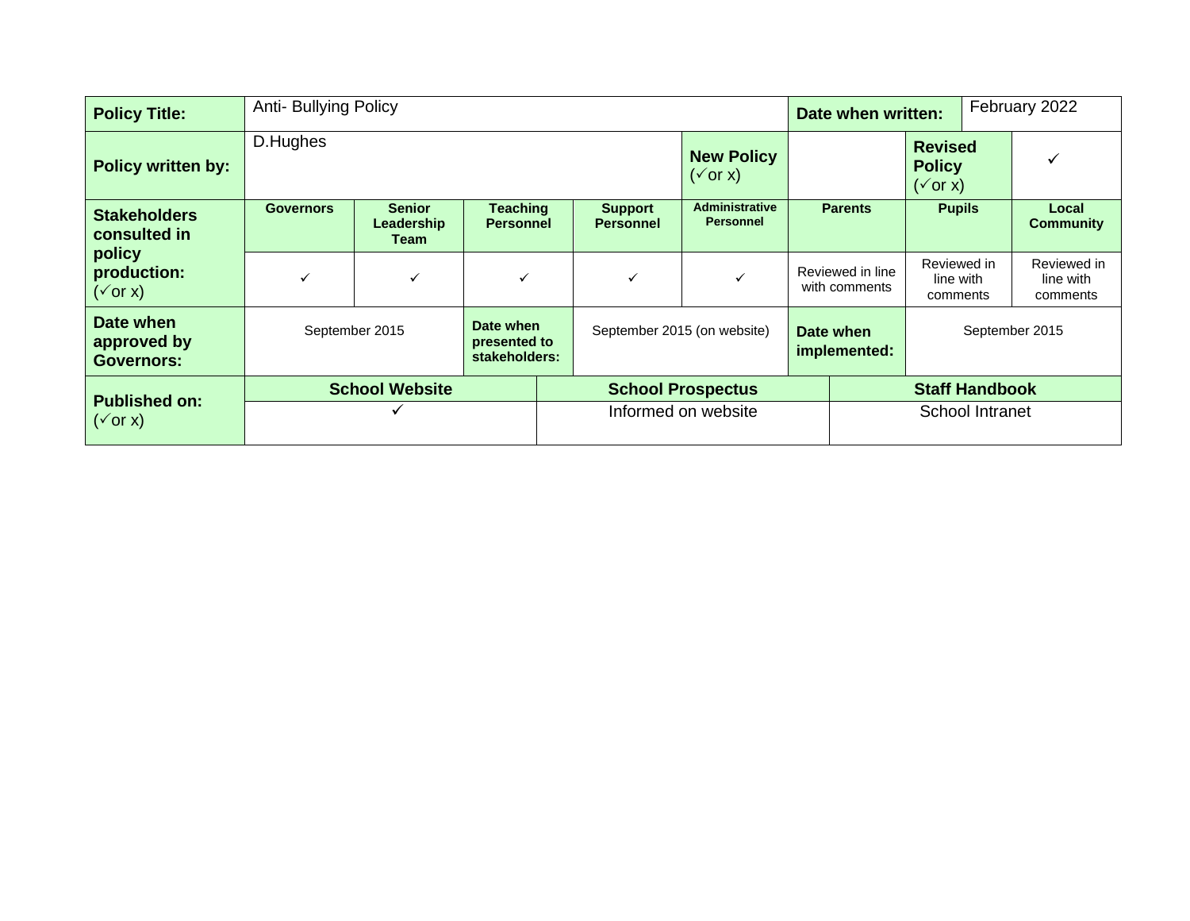| | | | | | | | | |
|---|---|---|---|---|---|---|---|---|
| **Policy Title:** | Anti- Bullying Policy | | | | | **Date when written:** | February 2022 | |
| **Policy written by:** | D.Hughes | | | | **New Policy** (✓or x) | | **Revised Policy** (✓or x) | ✓ |
| **Stakeholders consulted in policy production:** (✓or x) | **Governors** | **Senior Leadership Team** | **Teaching Personnel** | **Support Personnel** | **Administrative Personnel** | **Parents** | **Pupils** | **Local Community** |
| | ✓ | ✓ | ✓ | ✓ | ✓ | Reviewed in line with comments | Reviewed in line with comments | Reviewed in line with comments |
| **Date when approved by Governors:** | September 2015 | | **Date when presented to stakeholders:** | September 2015 (on website) | | **Date when implemented:** | September 2015 | |
| **Published on:** (✓or x) | **School Website** | | **School Prospectus** | | | **Staff Handbook** | | |
| | ✓ | | Informed on website | | | School Intranet | | |